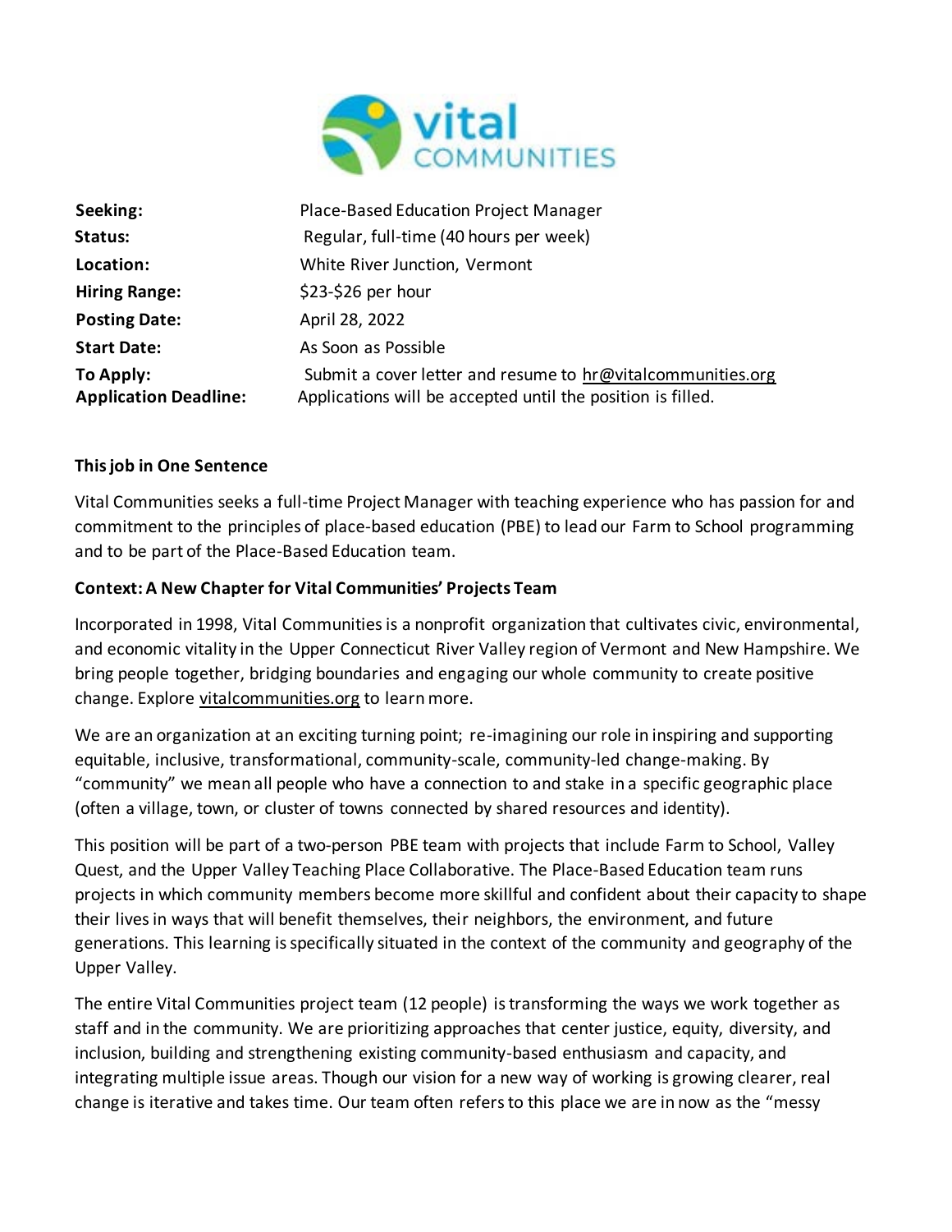| | |
|---|---|
| **Seeking:** | Place-Based Education Project Manager |
| **Status:** | Regular, full-time (40 hours per week) |
| **Location:** | White River Junction, Vermont |
| **Hiring Range:** | $23-$26 per hour |
| **Posting Date:** | April 28, 2022 |
| **Start Date:** | As Soon as Possible |
| **To Apply:** | Submit a cover letter and resume to hr@vitalcommunities.org |
| **Application Deadline:** | Applications will be accepted until the position is filled. |

**This job in One Sentence**

Vital Communities seeks a full-time Project Manager with teaching experience who has passion for and commitment to the principles of place-based education (PBE) to lead our Farm to School programming and to be part of the Place-Based Education team.

**Context: A New Chapter for Vital Communities' Projects Team**

Incorporated in 1998, Vital Communities is a nonprofit organization that cultivates civic, environmental, and economic vitality in the Upper Connecticut River Valley region of Vermont and New Hampshire. We bring people together, bridging boundaries and engaging our whole community to create positive change. Explore vitalcommunities.org to learn more.

We are an organization at an exciting turning point; re-imagining our role in inspiring and supporting equitable, inclusive, transformational, community-scale, community-led change-making. By "community" we mean all people who have a connection to and stake in a specific geographic place (often a village, town, or cluster of towns connected by shared resources and identity).

This position will be part of a two-person PBE team with projects that include Farm to School, Valley Quest, and the Upper Valley Teaching Place Collaborative. The Place-Based Education team runs projects in which community members become more skillful and confident about their capacity to shape their lives in ways that will benefit themselves, their neighbors, the environment, and future generations. This learning is specifically situated in the context of the community and geography of the Upper Valley.

The entire Vital Communities project team (12 people) is transforming the ways we work together as staff and in the community. We are prioritizing approaches that center justice, equity, diversity, and inclusion, building and strengthening existing community-based enthusiasm and capacity, and integrating multiple issue areas. Though our vision for a new way of working is growing clearer, real change is iterative and takes time. Our team often refers to this place we are in now as the "messy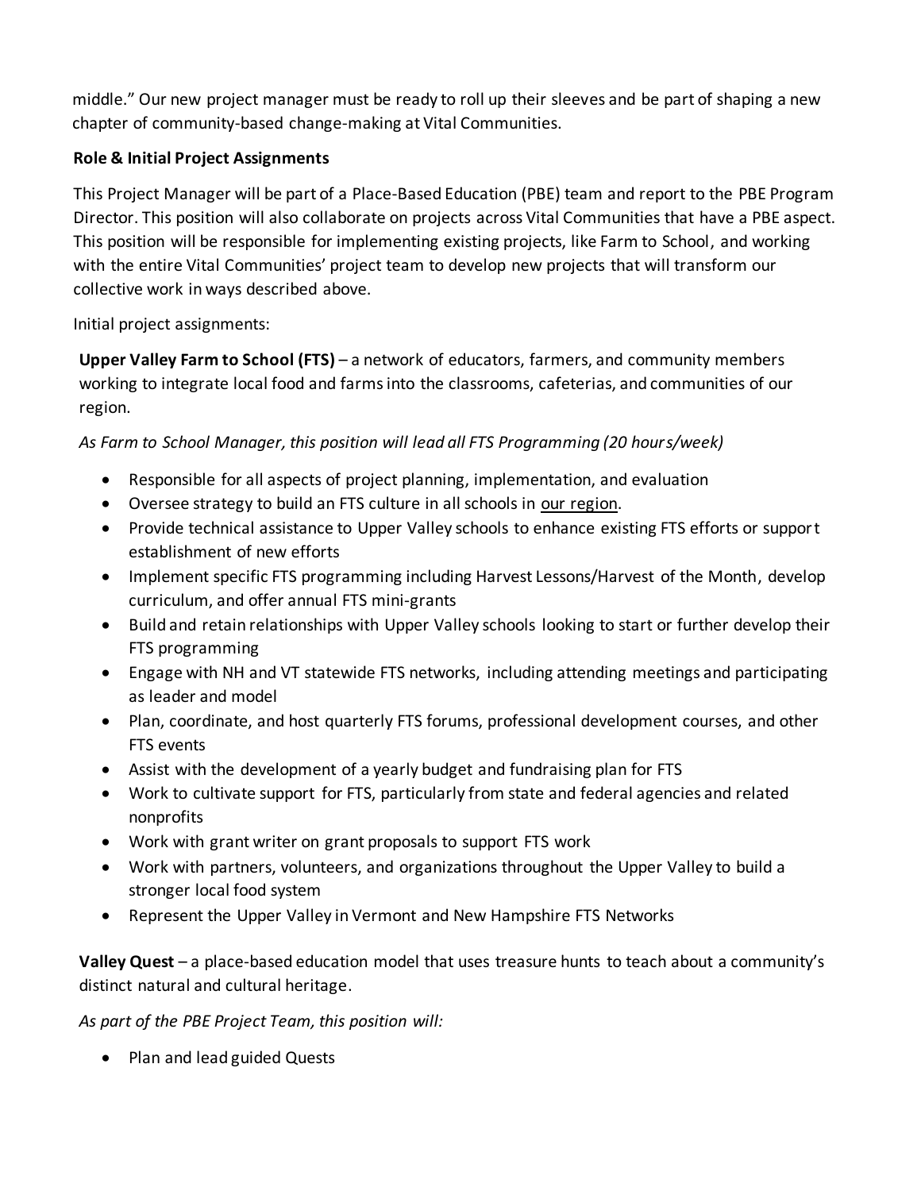middle." Our new project manager must be ready to roll up their sleeves and be part of shaping a new chapter of community-based change-making at Vital Communities.

**Role & Initial Project Assignments**

This Project Manager will be part of a Place-Based Education (PBE) team and report to the PBE Program Director. This position will also collaborate on projects across Vital Communities that have a PBE aspect. This position will be responsible for implementing existing projects, like Farm to School, and working with the entire Vital Communities' project team to develop new projects that will transform our collective work in ways described above.

Initial project assignments:

**Upper Valley Farm to School (FTS)** – a network of educators, farmers, and community members working to integrate local food and farms into the classrooms, cafeterias, and communities of our region.

*As Farm to School Manager, this position will lead all FTS Programming (20 hours/week)*

- Responsible for all aspects of project planning, implementation, and evaluation
- Oversee strategy to build an FTS culture in all schools in our region.
- Provide technical assistance to Upper Valley schools to enhance existing FTS efforts or support establishment of new efforts
- Implement specific FTS programming including Harvest Lessons/Harvest of the Month, develop curriculum, and offer annual FTS mini-grants
- Build and retain relationships with Upper Valley schools looking to start or further develop their FTS programming
- Engage with NH and VT statewide FTS networks, including attending meetings and participating as leader and model
- Plan, coordinate, and host quarterly FTS forums, professional development courses, and other FTS events
- Assist with the development of a yearly budget and fundraising plan for FTS
- Work to cultivate support for FTS, particularly from state and federal agencies and related nonprofits
- Work with grant writer on grant proposals to support FTS work
- Work with partners, volunteers, and organizations throughout the Upper Valley to build a stronger local food system
- Represent the Upper Valley in Vermont and New Hampshire FTS Networks

**Valley Quest** – a place-based education model that uses treasure hunts to teach about a community's distinct natural and cultural heritage.

*As part of the PBE Project Team, this position will:*

- Plan and lead guided Quests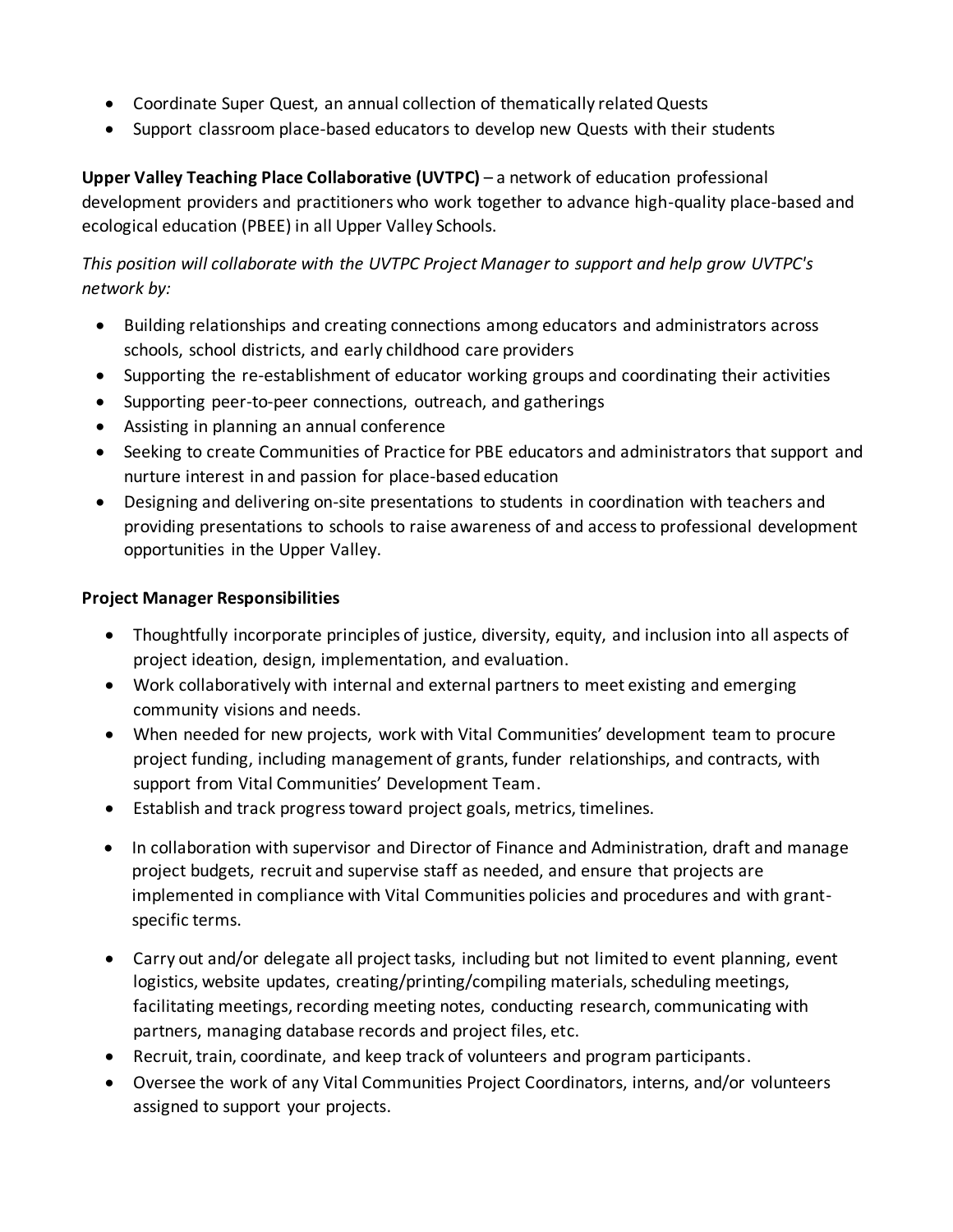- Coordinate Super Quest, an annual collection of thematically related Quests
- Support classroom place-based educators to develop new Quests with their students

**Upper Valley Teaching Place Collaborative (UVTPC)** – a network of education professional development providers and practitioners who work together to advance high-quality place-based and ecological education (PBEE) in all Upper Valley Schools.

*This position will collaborate with the UVTPC Project Manager to support and help grow UVTPC's network by:*

- Building relationships and creating connections among educators and administrators across schools, school districts, and early childhood care providers
- Supporting the re-establishment of educator working groups and coordinating their activities
- Supporting peer-to-peer connections, outreach, and gatherings
- Assisting in planning an annual conference
- Seeking to create Communities of Practice for PBE educators and administrators that support and nurture interest in and passion for place-based education
- Designing and delivering on-site presentations to students in coordination with teachers and providing presentations to schools to raise awareness of and access to professional development opportunities in the Upper Valley.

**Project Manager Responsibilities**

- Thoughtfully incorporate principles of justice, diversity, equity, and inclusion into all aspects of project ideation, design, implementation, and evaluation.
- Work collaboratively with internal and external partners to meet existing and emerging community visions and needs.
- When needed for new projects, work with Vital Communities' development team to procure project funding, including management of grants, funder relationships, and contracts, with support from Vital Communities' Development Team.
- Establish and track progress toward project goals, metrics, timelines.
- In collaboration with supervisor and Director of Finance and Administration, draft and manage project budgets, recruit and supervise staff as needed, and ensure that projects are implemented in compliance with Vital Communities policies and procedures and with grant-specific terms.
- Carry out and/or delegate all project tasks, including but not limited to event planning, event logistics, website updates, creating/printing/compiling materials, scheduling meetings, facilitating meetings, recording meeting notes, conducting research, communicating with partners, managing database records and project files, etc.
- Recruit, train, coordinate, and keep track of volunteers and program participants.
- Oversee the work of any Vital Communities Project Coordinators, interns, and/or volunteers assigned to support your projects.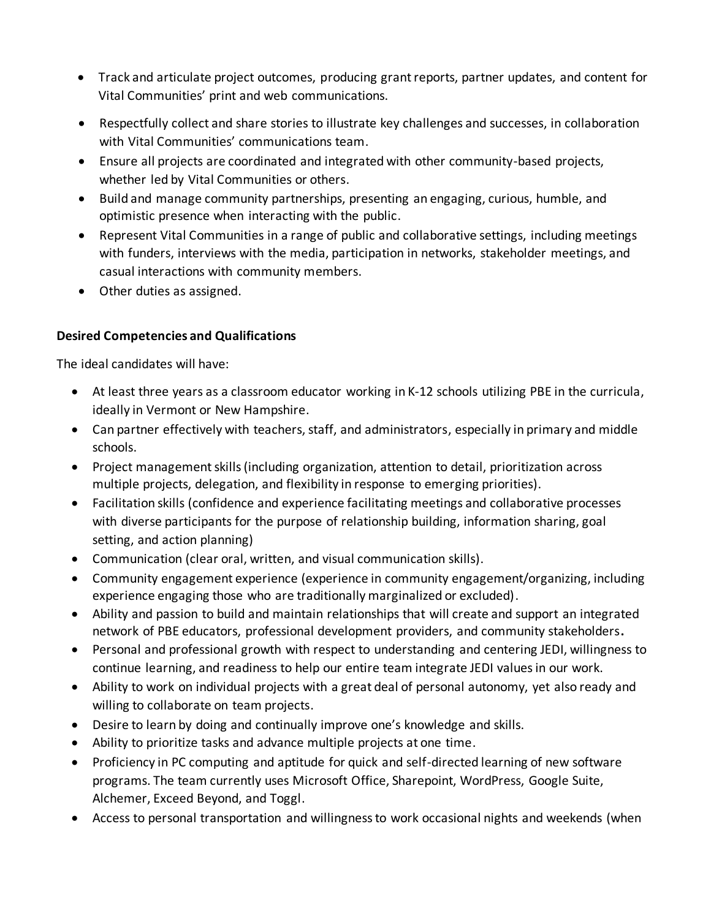- Track and articulate project outcomes, producing grant reports, partner updates, and content for Vital Communities' print and web communications.
- Respectfully collect and share stories to illustrate key challenges and successes, in collaboration with Vital Communities' communications team.
- Ensure all projects are coordinated and integrated with other community-based projects, whether led by Vital Communities or others.
- Build and manage community partnerships, presenting an engaging, curious, humble, and optimistic presence when interacting with the public.
- Represent Vital Communities in a range of public and collaborative settings, including meetings with funders, interviews with the media, participation in networks, stakeholder meetings, and casual interactions with community members.
- Other duties as assigned.

**Desired Competencies and Qualifications**

The ideal candidates will have:

- At least three years as a classroom educator working in K-12 schools utilizing PBE in the curricula, ideally in Vermont or New Hampshire.
- Can partner effectively with teachers, staff, and administrators, especially in primary and middle schools.
- Project management skills (including organization, attention to detail, prioritization across multiple projects, delegation, and flexibility in response to emerging priorities).
- Facilitation skills (confidence and experience facilitating meetings and collaborative processes with diverse participants for the purpose of relationship building, information sharing, goal setting, and action planning)
- Communication (clear oral, written, and visual communication skills).
- Community engagement experience (experience in community engagement/organizing, including experience engaging those who are traditionally marginalized or excluded).
- Ability and passion to build and maintain relationships that will create and support an integrated network of PBE educators, professional development providers, and community stakeholders.
- Personal and professional growth with respect to understanding and centering JEDI, willingness to continue learning, and readiness to help our entire team integrate JEDI values in our work.
- Ability to work on individual projects with a great deal of personal autonomy, yet also ready and willing to collaborate on team projects.
- Desire to learn by doing and continually improve one's knowledge and skills.
- Ability to prioritize tasks and advance multiple projects at one time.
- Proficiency in PC computing and aptitude for quick and self-directed learning of new software programs. The team currently uses Microsoft Office, Sharepoint, WordPress, Google Suite, Alchemer, Exceed Beyond, and Toggl.
- Access to personal transportation and willingness to work occasional nights and weekends (when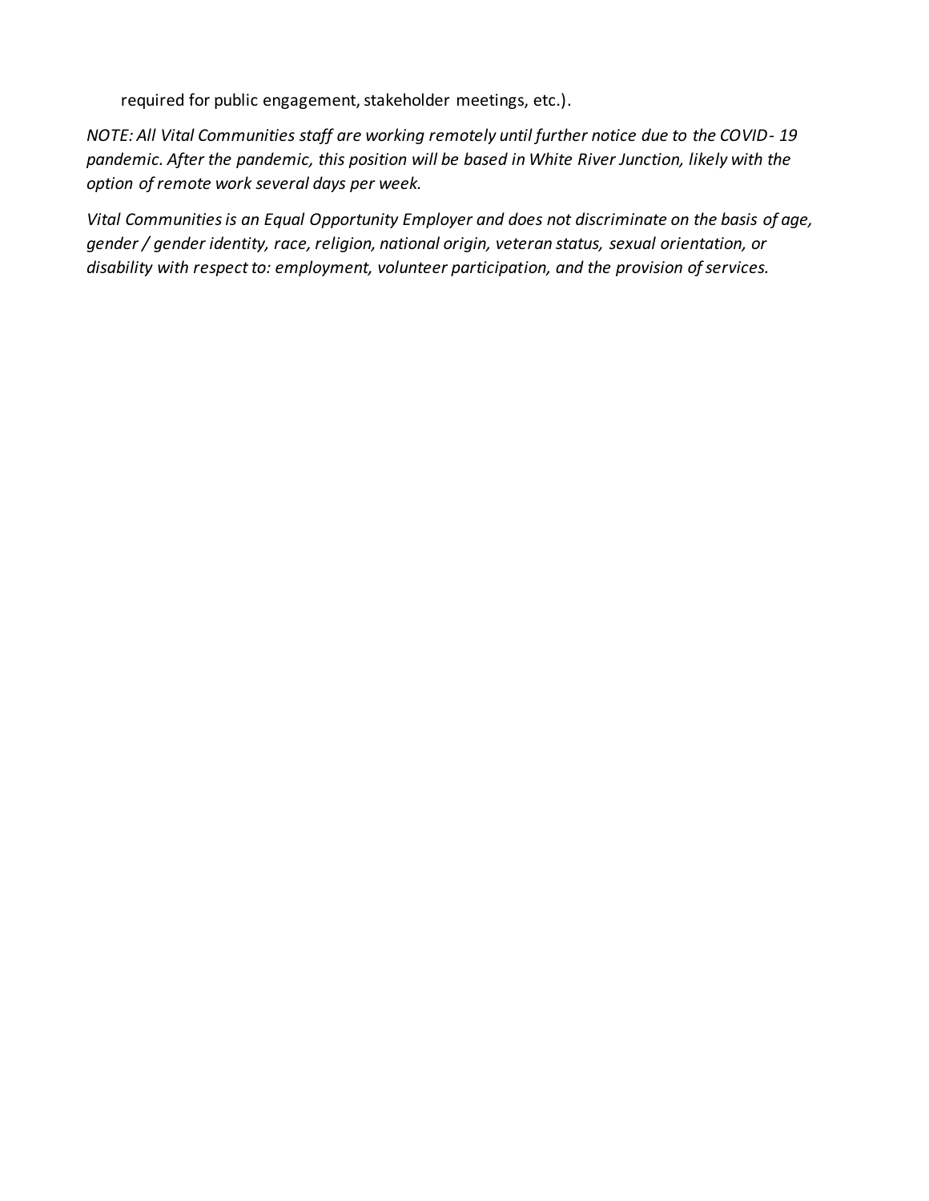required for public engagement, stakeholder meetings, etc.).

*NOTE: All Vital Communities staff are working remotely until further notice due to the COVID- 19 pandemic. After the pandemic, this position will be based in White River Junction, likely with the option of remote work several days per week.*

*Vital Communities is an Equal Opportunity Employer and does not discriminate on the basis of age, gender / gender identity, race, religion, national origin, veteran status, sexual orientation, or disability with respect to: employment, volunteer participation, and the provision of services.*